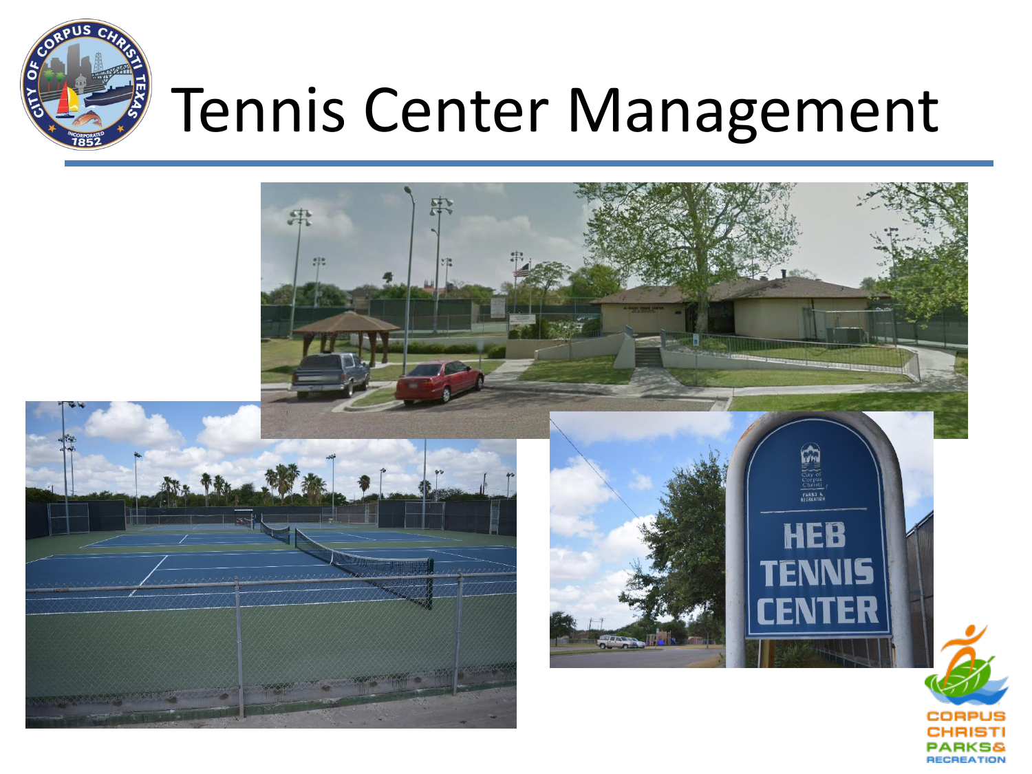# Tennis Center Management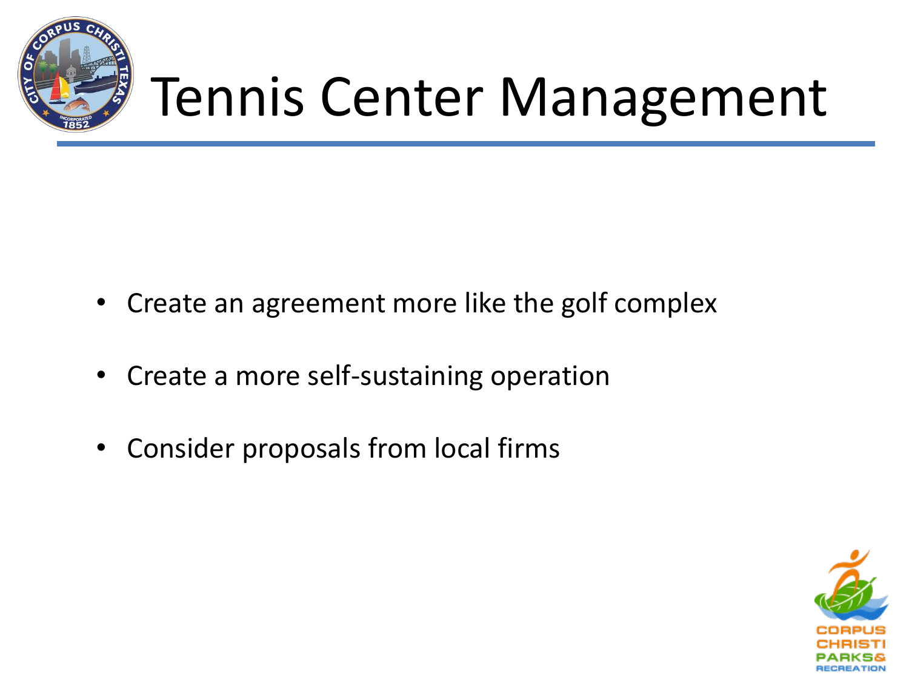# Tennis Center Management

- Create an agreement more like the golf complex
- Create a more self-sustaining operation
- Consider proposals from local firms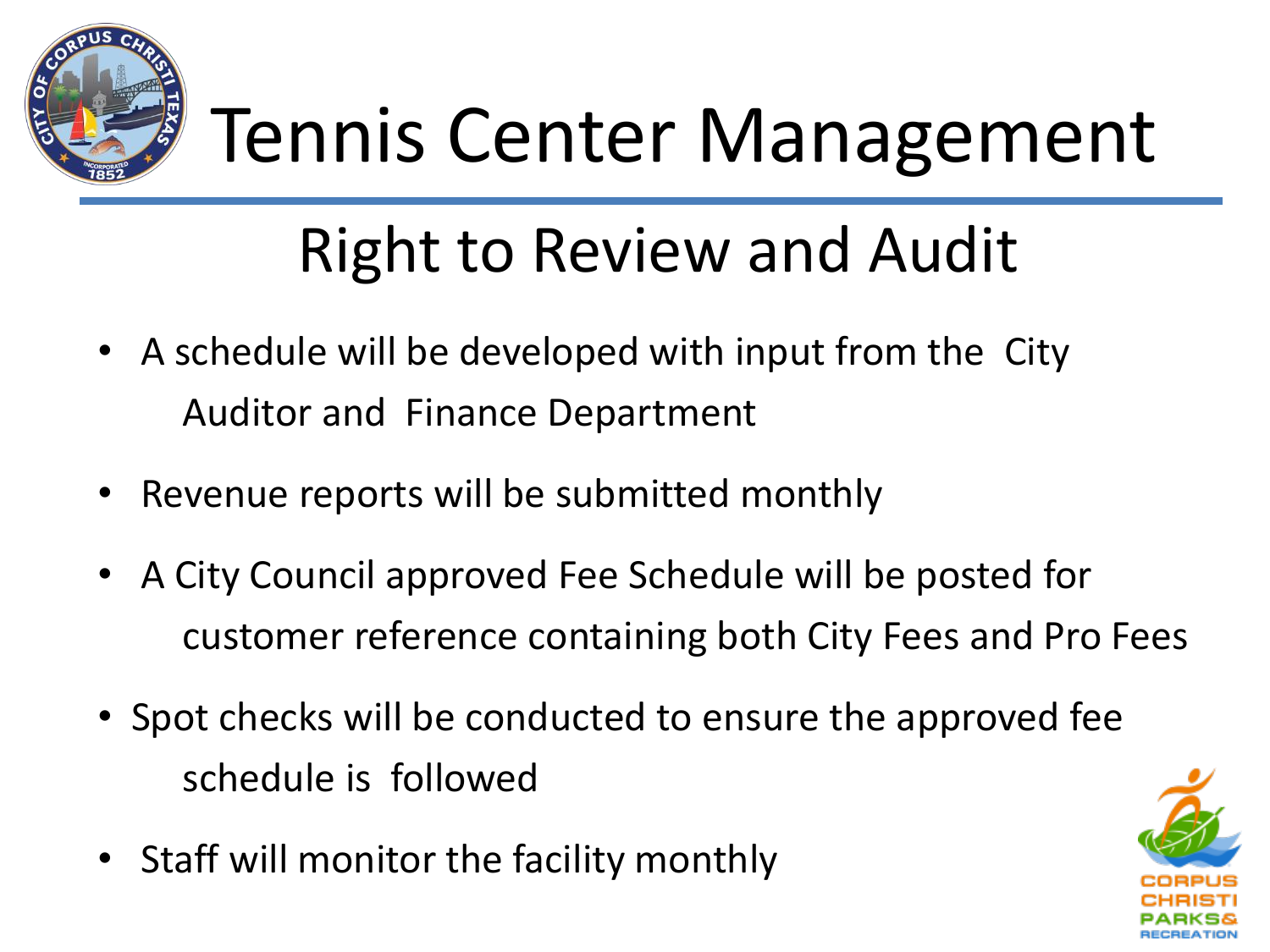# Tennis Center Management

## Right to Review and Audit

- A schedule will be developed with input from the City Auditor and Finance Department
- Revenue reports will be submitted monthly
- A City Council approved Fee Schedule will be posted for customer reference containing both City Fees and Pro Fees
- Spot checks will be conducted to ensure the approved fee schedule is followed
- Staff will monitor the facility monthly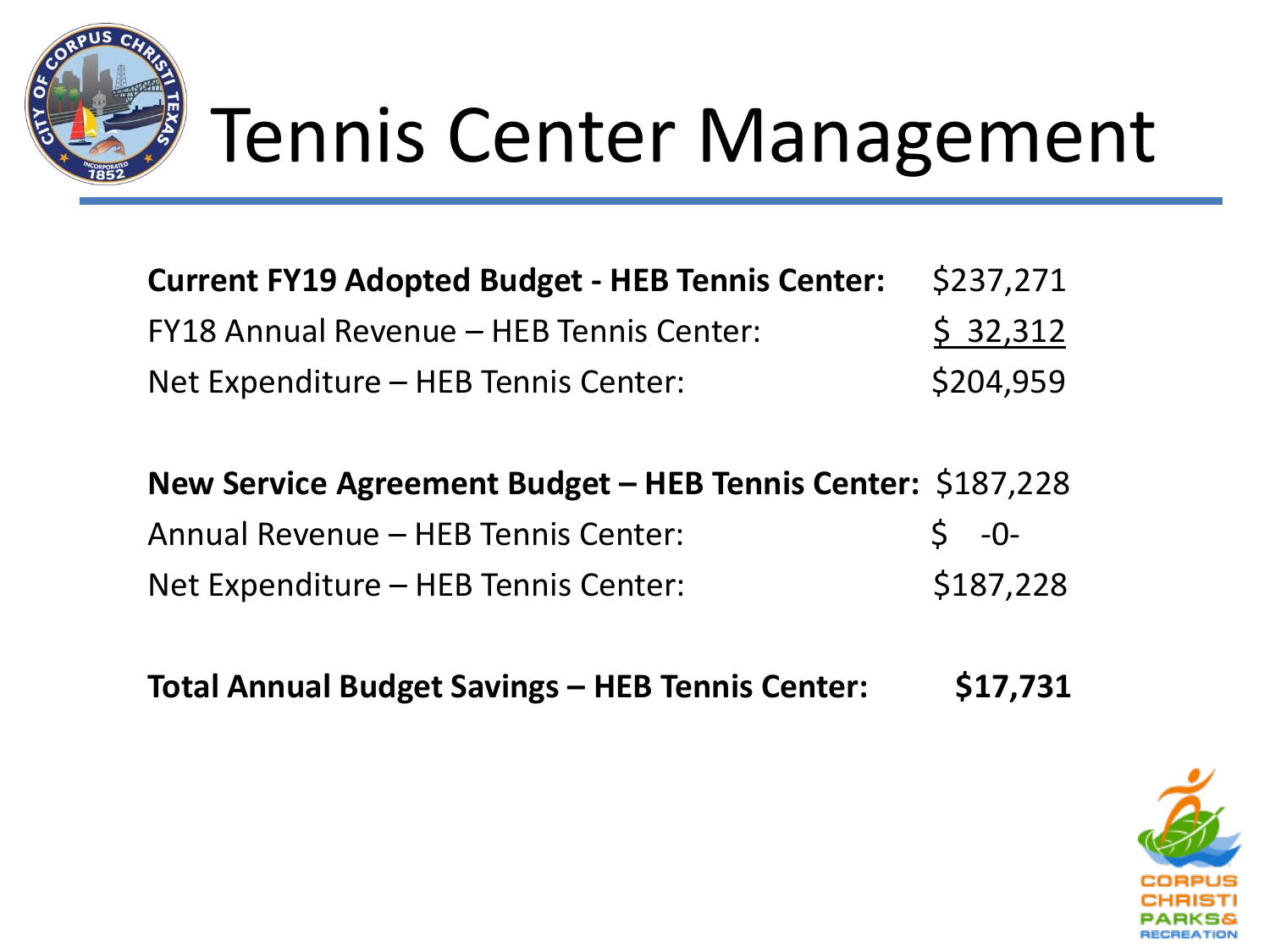# Tennis Center Management

| | |
|---|---|
| **Current FY19 Adopted Budget - HEB Tennis Center:** | $237,271 |
| FY18 Annual Revenue – HEB Tennis Center: | $ 32,312 |
| Net Expenditure – HEB Tennis Center: | $204,959 |
| | |
| **New Service Agreement Budget – HEB Tennis Center:** | $187,228 |
| Annual Revenue – HEB Tennis Center: | $ -0- |
| Net Expenditure – HEB Tennis Center: | $187,228 |
| | |
| **Total Annual Budget Savings – HEB Tennis Center:** | **$17,731** |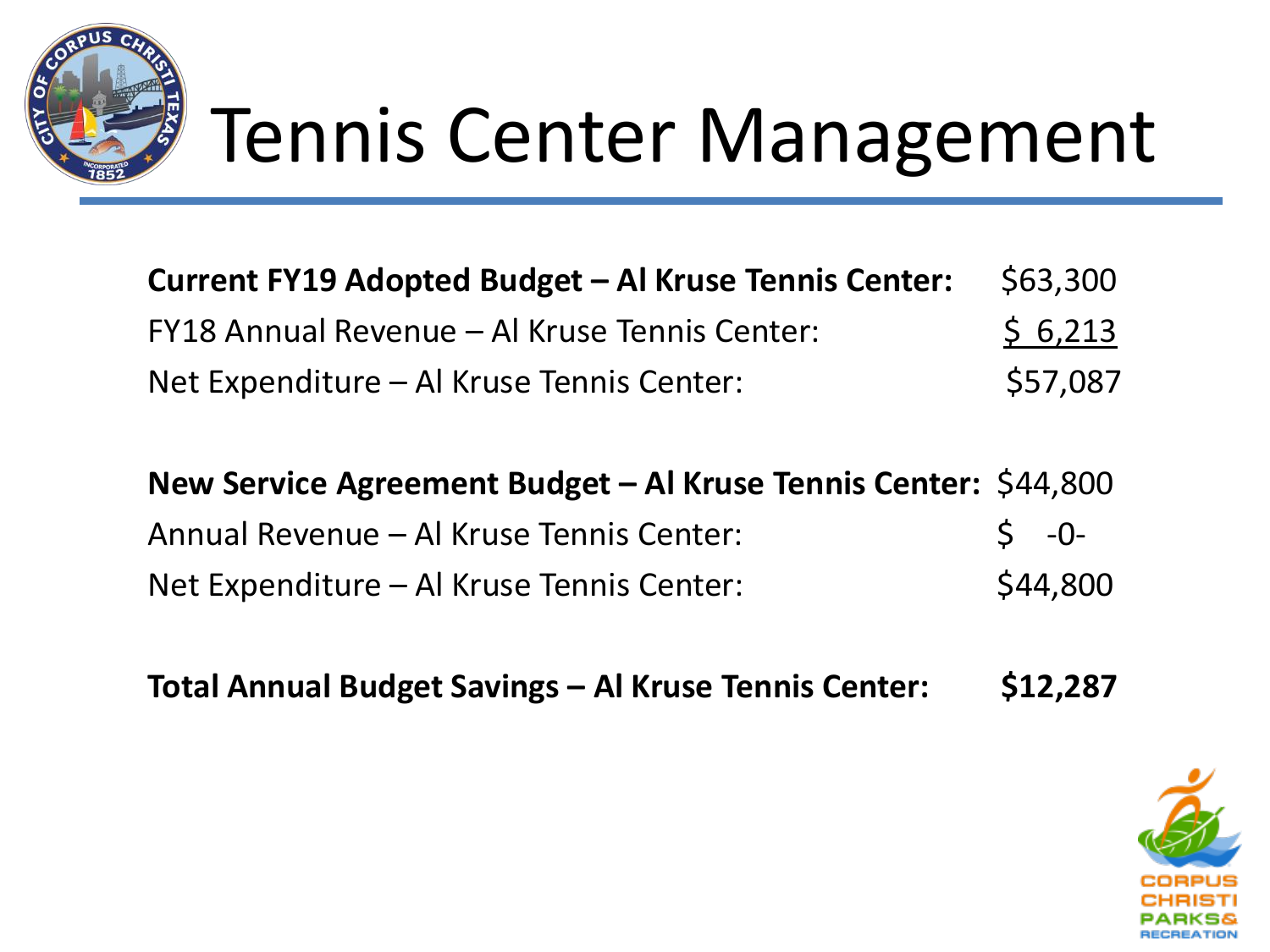# Tennis Center Management

| | |
|---|---|
| **Current FY19 Adopted Budget – Al Kruse Tennis Center:** | $63,300 |
| FY18 Annual Revenue – Al Kruse Tennis Center: | $ 6,213 |
| Net Expenditure – Al Kruse Tennis Center: | $57,087 |
| | |
| **New Service Agreement Budget – Al Kruse Tennis Center:** | $44,800 |
| Annual Revenue – Al Kruse Tennis Center: | $ -0- |
| Net Expenditure – Al Kruse Tennis Center: | $44,800 |
| | |
| **Total Annual Budget Savings – Al Kruse Tennis Center:** | **$12,287** |